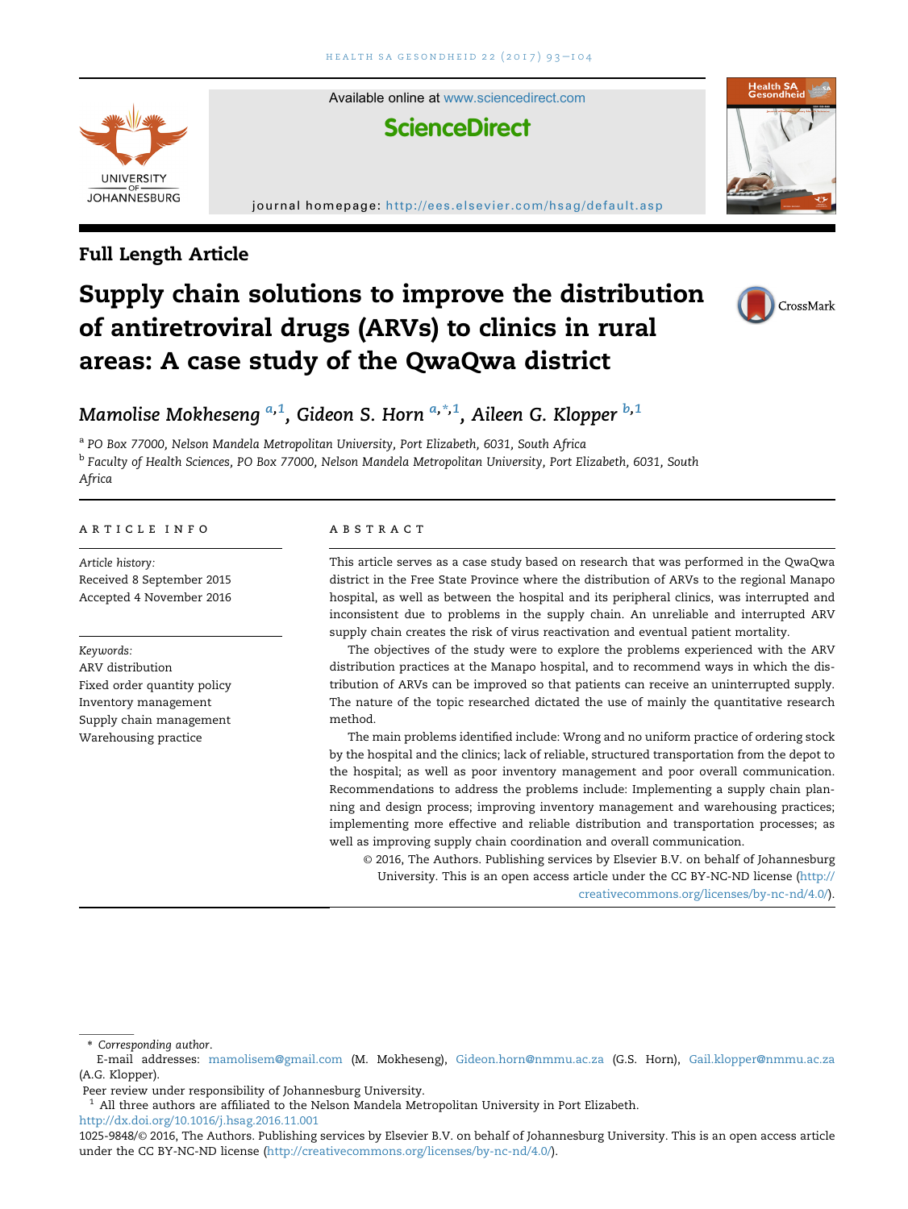Available online at www.sciencedirect.com

**ScienceDirect**

journal homepage: http://ees.elsevier.com/hsag/default.asp

Full Length Article

# Supply chain solutions to improve the distribution of antiretroviral drugs (ARVs) to clinics in rural areas: A case study of the QwaQwa district

*Mamolise Mokheseng* [a,1], *Gideon S. Horn* [a,*,1], *Aileen G. Klopper* [b,1]

[a] PO Box 77000, Nelson Mandela Metropolitan University, Port Elizabeth, 6031, South Africa

[b] Faculty of Health Sciences, PO Box 77000, Nelson Mandela Metropolitan University, Port Elizabeth, 6031, South Africa

## ARTICLE INFO

*Article history:*
Received 8 September 2015
Accepted 4 November 2016

*Keywords:*
ARV distribution
Fixed order quantity policy
Inventory management
Supply chain management
Warehousing practice

## ABSTRACT

This article serves as a case study based on research that was performed in the QwaQwa district in the Free State Province where the distribution of ARVs to the regional Manapo hospital, as well as between the hospital and its peripheral clinics, was interrupted and inconsistent due to problems in the supply chain. An unreliable and interrupted ARV supply chain creates the risk of virus reactivation and eventual patient mortality.

The objectives of the study were to explore the problems experienced with the ARV distribution practices at the Manapo hospital, and to recommend ways in which the distribution of ARVs can be improved so that patients can receive an uninterrupted supply. The nature of the topic researched dictated the use of mainly the quantitative research method.

The main problems identified include: Wrong and no uniform practice of ordering stock by the hospital and the clinics; lack of reliable, structured transportation from the depot to the hospital; as well as poor inventory management and poor overall communication. Recommendations to address the problems include: Implementing a supply chain planning and design process; improving inventory management and warehousing practices; implementing more effective and reliable distribution and transportation processes; as well as improving supply chain coordination and overall communication.

© 2016, The Authors. Publishing services by Elsevier B.V. on behalf of Johannesburg University. This is an open access article under the CC BY-NC-ND license (http://creativecommons.org/licenses/by-nc-nd/4.0/).

---

\* *Corresponding author*.
E-mail addresses: mamolisem@gmail.com (M. Mokheseng), Gideon.horn@nmmu.ac.za (G.S. Horn), Gail.klopper@nmmu.ac.za (A.G. Klopper).

Peer review under responsibility of Johannesburg University.

[1] All three authors are affiliated to the Nelson Mandela Metropolitan University in Port Elizabeth.

http://dx.doi.org/10.1016/j.hsag.2016.11.001

1025-9848/© 2016, The Authors. Publishing services by Elsevier B.V. on behalf of Johannesburg University. This is an open access article under the CC BY-NC-ND license (http://creativecommons.org/licenses/by-nc-nd/4.0/).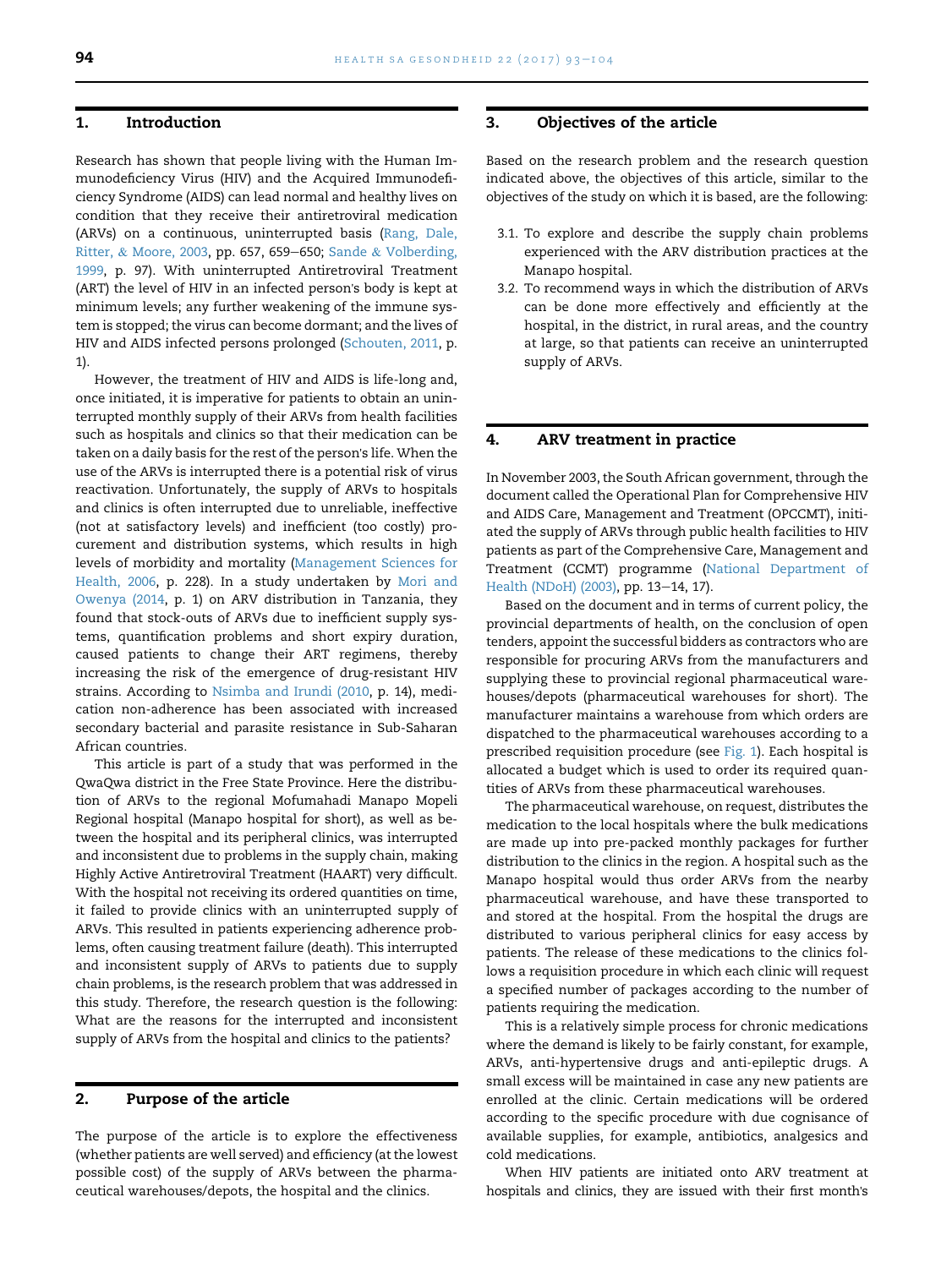## 1. Introduction

Research has shown that people living with the Human Immunodeficiency Virus (HIV) and the Acquired Immunodeficiency Syndrome (AIDS) can lead normal and healthy lives on condition that they receive their antiretroviral medication (ARVs) on a continuous, uninterrupted basis (Rang, Dale, Ritter, & Moore, 2003, pp. 657, 659–650; Sande & Volberding, 1999, p. 97). With uninterrupted Antiretroviral Treatment (ART) the level of HIV in an infected person's body is kept at minimum levels; any further weakening of the immune system is stopped; the virus can become dormant; and the lives of HIV and AIDS infected persons prolonged (Schouten, 2011, p. 1).

However, the treatment of HIV and AIDS is life-long and, once initiated, it is imperative for patients to obtain an uninterrupted monthly supply of their ARVs from health facilities such as hospitals and clinics so that their medication can be taken on a daily basis for the rest of the person's life. When the use of the ARVs is interrupted there is a potential risk of virus reactivation. Unfortunately, the supply of ARVs to hospitals and clinics is often interrupted due to unreliable, ineffective (not at satisfactory levels) and inefficient (too costly) procurement and distribution systems, which results in high levels of morbidity and mortality (Management Sciences for Health, 2006, p. 228). In a study undertaken by Mori and Owenya (2014, p. 1) on ARV distribution in Tanzania, they found that stock-outs of ARVs due to inefficient supply systems, quantification problems and short expiry duration, caused patients to change their ART regimens, thereby increasing the risk of the emergence of drug-resistant HIV strains. According to Nsimba and Irundi (2010, p. 14), medication non-adherence has been associated with increased secondary bacterial and parasite resistance in Sub-Saharan African countries.

This article is part of a study that was performed in the QwaQwa district in the Free State Province. Here the distribution of ARVs to the regional Mofumahadi Manapo Mopeli Regional hospital (Manapo hospital for short), as well as between the hospital and its peripheral clinics, was interrupted and inconsistent due to problems in the supply chain, making Highly Active Antiretroviral Treatment (HAART) very difficult. With the hospital not receiving its ordered quantities on time, it failed to provide clinics with an uninterrupted supply of ARVs. This resulted in patients experiencing adherence problems, often causing treatment failure (death). This interrupted and inconsistent supply of ARVs to patients due to supply chain problems, is the research problem that was addressed in this study. Therefore, the research question is the following: What are the reasons for the interrupted and inconsistent supply of ARVs from the hospital and clinics to the patients?

## 2. Purpose of the article

The purpose of the article is to explore the effectiveness (whether patients are well served) and efficiency (at the lowest possible cost) of the supply of ARVs between the pharmaceutical warehouses/depots, the hospital and the clinics.

## 3. Objectives of the article

Based on the research problem and the research question indicated above, the objectives of this article, similar to the objectives of the study on which it is based, are the following:

3.1. To explore and describe the supply chain problems experienced with the ARV distribution practices at the Manapo hospital.

3.2. To recommend ways in which the distribution of ARVs can be done more effectively and efficiently at the hospital, in the district, in rural areas, and the country at large, so that patients can receive an uninterrupted supply of ARVs.

## 4. ARV treatment in practice

In November 2003, the South African government, through the document called the Operational Plan for Comprehensive HIV and AIDS Care, Management and Treatment (OPCCMT), initiated the supply of ARVs through public health facilities to HIV patients as part of the Comprehensive Care, Management and Treatment (CCMT) programme (National Department of Health (NDoH) (2003), pp. 13–14, 17).

Based on the document and in terms of current policy, the provincial departments of health, on the conclusion of open tenders, appoint the successful bidders as contractors who are responsible for procuring ARVs from the manufacturers and supplying these to provincial regional pharmaceutical warehouses/depots (pharmaceutical warehouses for short). The manufacturer maintains a warehouse from which orders are dispatched to the pharmaceutical warehouses according to a prescribed requisition procedure (see Fig. 1). Each hospital is allocated a budget which is used to order its required quantities of ARVs from these pharmaceutical warehouses.

The pharmaceutical warehouse, on request, distributes the medication to the local hospitals where the bulk medications are made up into pre-packed monthly packages for further distribution to the clinics in the region. A hospital such as the Manapo hospital would thus order ARVs from the nearby pharmaceutical warehouse, and have these transported to and stored at the hospital. From the hospital the drugs are distributed to various peripheral clinics for easy access by patients. The release of these medications to the clinics follows a requisition procedure in which each clinic will request a specified number of packages according to the number of patients requiring the medication.

This is a relatively simple process for chronic medications where the demand is likely to be fairly constant, for example, ARVs, anti-hypertensive drugs and anti-epileptic drugs. A small excess will be maintained in case any new patients are enrolled at the clinic. Certain medications will be ordered according to the specific procedure with due cognisance of available supplies, for example, antibiotics, analgesics and cold medications.

When HIV patients are initiated onto ARV treatment at hospitals and clinics, they are issued with their first month's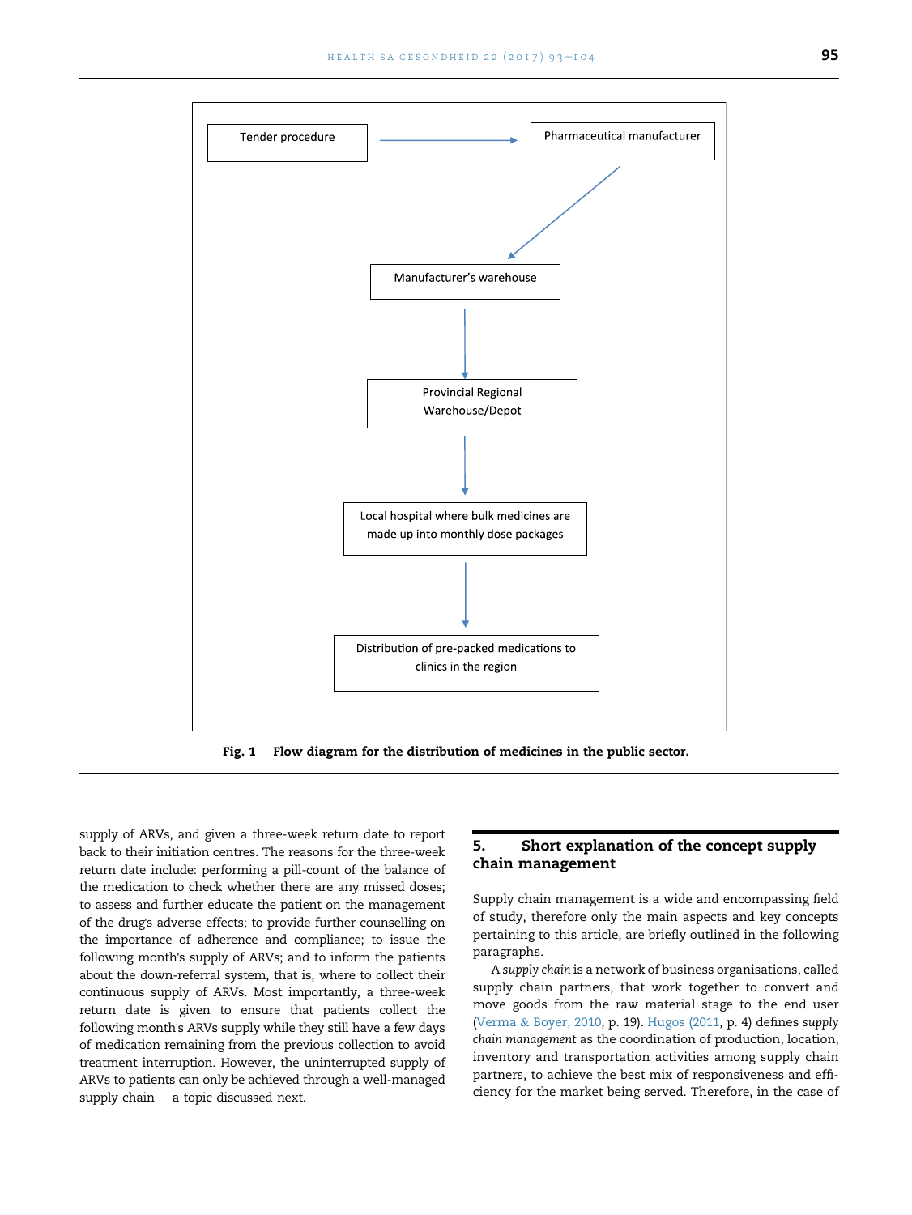Tender procedure → Pharmaceutical manufacturer → Manufacturer's warehouse → Provincial Regional Warehouse/Depot → Local hospital where bulk medicines are made up into monthly dose packages → Distribution of pre-packed medications to clinics in the region

**Fig. 1 – Flow diagram for the distribution of medicines in the public sector.**

supply of ARVs, and given a three-week return date to report back to their initiation centres. The reasons for the three-week return date include: performing a pill-count of the balance of the medication to check whether there are any missed doses; to assess and further educate the patient on the management of the drug's adverse effects; to provide further counselling on the importance of adherence and compliance; to issue the following month's supply of ARVs; and to inform the patients about the down-referral system, that is, where to collect their continuous supply of ARVs. Most importantly, a three-week return date is given to ensure that patients collect the following month's ARVs supply while they still have a few days of medication remaining from the previous collection to avoid treatment interruption. However, the uninterrupted supply of ARVs to patients can only be achieved through a well-managed supply chain – a topic discussed next.

## 5. Short explanation of the concept supply chain management

Supply chain management is a wide and encompassing field of study, therefore only the main aspects and key concepts pertaining to this article, are briefly outlined in the following paragraphs.

A *supply chain* is a network of business organisations, called supply chain partners, that work together to convert and move goods from the raw material stage to the end user (Verma & Boyer, 2010, p. 19). Hugos (2011, p. 4) defines *supply chain management* as the coordination of production, location, inventory and transportation activities among supply chain partners, to achieve the best mix of responsiveness and efficiency for the market being served. Therefore, in the case of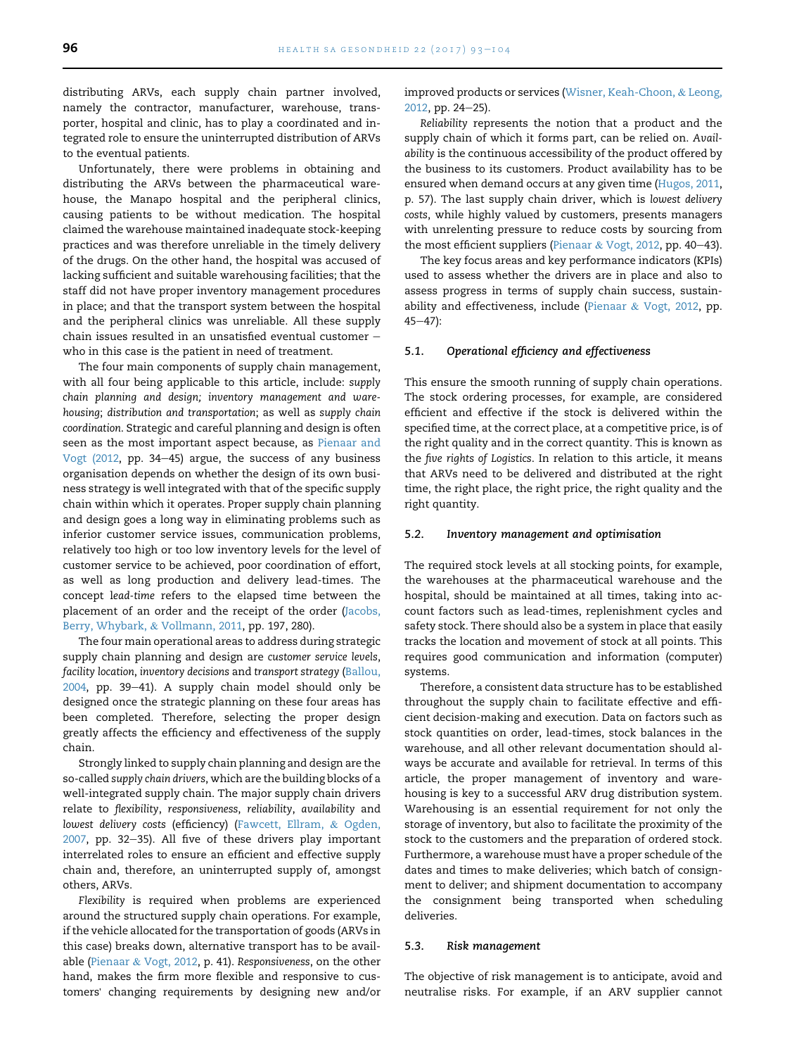distributing ARVs, each supply chain partner involved, namely the contractor, manufacturer, warehouse, transporter, hospital and clinic, has to play a coordinated and integrated role to ensure the uninterrupted distribution of ARVs to the eventual patients.

Unfortunately, there were problems in obtaining and distributing the ARVs between the pharmaceutical warehouse, the Manapo hospital and the peripheral clinics, causing patients to be without medication. The hospital claimed the warehouse maintained inadequate stock-keeping practices and was therefore unreliable in the timely delivery of the drugs. On the other hand, the hospital was accused of lacking sufficient and suitable warehousing facilities; that the staff did not have proper inventory management procedures in place; and that the transport system between the hospital and the peripheral clinics was unreliable. All these supply chain issues resulted in an unsatisfied eventual customer – who in this case is the patient in need of treatment.

The four main components of supply chain management, with all four being applicable to this article, include: *supply chain planning and design; inventory management and warehousing*; *distribution and transportation*; as well as *supply chain coordination*. Strategic and careful planning and design is often seen as the most important aspect because, as Pienaar and Vogt (2012, pp. 34–45) argue, the success of any business organisation depends on whether the design of its own business strategy is well integrated with that of the specific supply chain within which it operates. Proper supply chain planning and design goes a long way in eliminating problems such as inferior customer service issues, communication problems, relatively too high or too low inventory levels for the level of customer service to be achieved, poor coordination of effort, as well as long production and delivery lead-times. The concept *lead-time* refers to the elapsed time between the placement of an order and the receipt of the order (Jacobs, Berry, Whybark, & Vollmann, 2011, pp. 197, 280).

The four main operational areas to address during strategic supply chain planning and design are *customer service levels*, *facility location*, *inventory decisions* and *transport strategy* (Ballou, 2004, pp. 39–41). A supply chain model should only be designed once the strategic planning on these four areas has been completed. Therefore, selecting the proper design greatly affects the efficiency and effectiveness of the supply chain.

Strongly linked to supply chain planning and design are the so-called *supply chain drivers*, which are the building blocks of a well-integrated supply chain. The major supply chain drivers relate to *flexibility*, *responsiveness*, *reliability*, *availability* and *lowest delivery costs* (efficiency) (Fawcett, Ellram, & Ogden, 2007, pp. 32–35). All five of these drivers play important interrelated roles to ensure an efficient and effective supply chain and, therefore, an uninterrupted supply of, amongst others, ARVs.

*Flexibility* is required when problems are experienced around the structured supply chain operations. For example, if the vehicle allocated for the transportation of goods (ARVs in this case) breaks down, alternative transport has to be available (Pienaar & Vogt, 2012, p. 41). *Responsiveness*, on the other hand, makes the firm more flexible and responsive to customers' changing requirements by designing new and/or improved products or services (Wisner, Keah-Choon, & Leong, 2012, pp. 24–25).

*Reliability* represents the notion that a product and the supply chain of which it forms part, can be relied on. *Availability* is the continuous accessibility of the product offered by the business to its customers. Product availability has to be ensured when demand occurs at any given time (Hugos, 2011, p. 57). The last supply chain driver, which is *lowest delivery costs*, while highly valued by customers, presents managers with unrelenting pressure to reduce costs by sourcing from the most efficient suppliers (Pienaar & Vogt, 2012, pp. 40–43).

The key focus areas and key performance indicators (KPIs) used to assess whether the drivers are in place and also to assess progress in terms of supply chain success, sustainability and effectiveness, include (Pienaar & Vogt, 2012, pp. 45–47):

### 5.1. *Operational efficiency and effectiveness*

This ensure the smooth running of supply chain operations. The stock ordering processes, for example, are considered efficient and effective if the stock is delivered within the specified time, at the correct place, at a competitive price, is of the right quality and in the correct quantity. This is known as the *five rights of Logistics*. In relation to this article, it means that ARVs need to be delivered and distributed at the right time, the right place, the right price, the right quality and the right quantity.

### 5.2. *Inventory management and optimisation*

The required stock levels at all stocking points, for example, the warehouses at the pharmaceutical warehouse and the hospital, should be maintained at all times, taking into account factors such as lead-times, replenishment cycles and safety stock. There should also be a system in place that easily tracks the location and movement of stock at all points. This requires good communication and information (computer) systems.

Therefore, a consistent data structure has to be established throughout the supply chain to facilitate effective and efficient decision-making and execution. Data on factors such as stock quantities on order, lead-times, stock balances in the warehouse, and all other relevant documentation should always be accurate and available for retrieval. In terms of this article, the proper management of inventory and warehousing is key to a successful ARV drug distribution system. Warehousing is an essential requirement for not only the storage of inventory, but also to facilitate the proximity of the stock to the customers and the preparation of ordered stock. Furthermore, a warehouse must have a proper schedule of the dates and times to make deliveries; which batch of consignment to deliver; and shipment documentation to accompany the consignment being transported when scheduling deliveries.

### 5.3. *Risk management*

The objective of risk management is to anticipate, avoid and neutralise risks. For example, if an ARV supplier cannot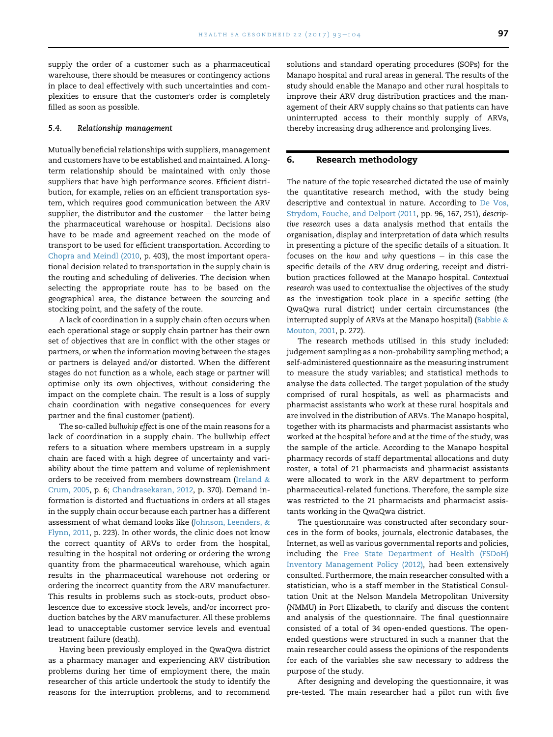supply the order of a customer such as a pharmaceutical warehouse, there should be measures or contingency actions in place to deal effectively with such uncertainties and complexities to ensure that the customer's order is completely filled as soon as possible.

### 5.4. *Relationship management*

Mutually beneficial relationships with suppliers, management and customers have to be established and maintained. A long-term relationship should be maintained with only those suppliers that have high performance scores. Efficient distribution, for example, relies on an efficient transportation system, which requires good communication between the ARV supplier, the distributor and the customer – the latter being the pharmaceutical warehouse or hospital. Decisions also have to be made and agreement reached on the mode of transport to be used for efficient transportation. According to Chopra and Meindl (2010, p. 403), the most important operational decision related to transportation in the supply chain is the routing and scheduling of deliveries. The decision when selecting the appropriate route has to be based on the geographical area, the distance between the sourcing and stocking point, and the safety of the route.

A lack of coordination in a supply chain often occurs when each operational stage or supply chain partner has their own set of objectives that are in conflict with the other stages or partners, or when the information moving between the stages or partners is delayed and/or distorted. When the different stages do not function as a whole, each stage or partner will optimise only its own objectives, without considering the impact on the complete chain. The result is a loss of supply chain coordination with negative consequences for every partner and the final customer (patient).

The so-called *bullwhip effect* is one of the main reasons for a lack of coordination in a supply chain. The bullwhip effect refers to a situation where members upstream in a supply chain are faced with a high degree of uncertainty and variability about the time pattern and volume of replenishment orders to be received from members downstream (Ireland & Crum, 2005, p. 6; Chandrasekaran, 2012, p. 370). Demand information is distorted and fluctuations in orders at all stages in the supply chain occur because each partner has a different assessment of what demand looks like (Johnson, Leenders, & Flynn, 2011, p. 223). In other words, the clinic does not know the correct quantity of ARVs to order from the hospital, resulting in the hospital not ordering or ordering the wrong quantity from the pharmaceutical warehouse, which again results in the pharmaceutical warehouse not ordering or ordering the incorrect quantity from the ARV manufacturer. This results in problems such as stock-outs, product obsolescence due to excessive stock levels, and/or incorrect production batches by the ARV manufacturer. All these problems lead to unacceptable customer service levels and eventual treatment failure (death).

Having been previously employed in the QwaQwa district as a pharmacy manager and experiencing ARV distribution problems during her time of employment there, the main researcher of this article undertook the study to identify the reasons for the interruption problems, and to recommend solutions and standard operating procedures (SOPs) for the Manapo hospital and rural areas in general. The results of the study should enable the Manapo and other rural hospitals to improve their ARV drug distribution practices and the management of their ARV supply chains so that patients can have uninterrupted access to their monthly supply of ARVs, thereby increasing drug adherence and prolonging lives.

## 6. Research methodology

The nature of the topic researched dictated the use of mainly the quantitative research method, with the study being descriptive and contextual in nature. According to De Vos, Strydom, Fouche, and Delport (2011, pp. 96, 167, 251), *descriptive research* uses a data analysis method that entails the organisation, display and interpretation of data which results in presenting a picture of the specific details of a situation. It focuses on the *how* and *why* questions – in this case the specific details of the ARV drug ordering, receipt and distribution practices followed at the Manapo hospital. *Contextual research* was used to contextualise the objectives of the study as the investigation took place in a specific setting (the QwaQwa rural district) under certain circumstances (the interrupted supply of ARVs at the Manapo hospital) (Babbie & Mouton, 2001, p. 272).

The research methods utilised in this study included: judgement sampling as a non-probability sampling method; a self-administered questionnaire as the measuring instrument to measure the study variables; and statistical methods to analyse the data collected. The target population of the study comprised of rural hospitals, as well as pharmacists and pharmacist assistants who work at these rural hospitals and are involved in the distribution of ARVs. The Manapo hospital, together with its pharmacists and pharmacist assistants who worked at the hospital before and at the time of the study, was the sample of the article. According to the Manapo hospital pharmacy records of staff departmental allocations and duty roster, a total of 21 pharmacists and pharmacist assistants were allocated to work in the ARV department to perform pharmaceutical-related functions. Therefore, the sample size was restricted to the 21 pharmacists and pharmacist assistants working in the QwaQwa district.

The questionnaire was constructed after secondary sources in the form of books, journals, electronic databases, the Internet, as well as various governmental reports and policies, including the Free State Department of Health (FSDoH) Inventory Management Policy (2012), had been extensively consulted. Furthermore, the main researcher consulted with a statistician, who is a staff member in the Statistical Consultation Unit at the Nelson Mandela Metropolitan University (NMMU) in Port Elizabeth, to clarify and discuss the content and analysis of the questionnaire. The final questionnaire consisted of a total of 34 open-ended questions. The open-ended questions were structured in such a manner that the main researcher could assess the opinions of the respondents for each of the variables she saw necessary to address the purpose of the study.

After designing and developing the questionnaire, it was pre-tested. The main researcher had a pilot run with five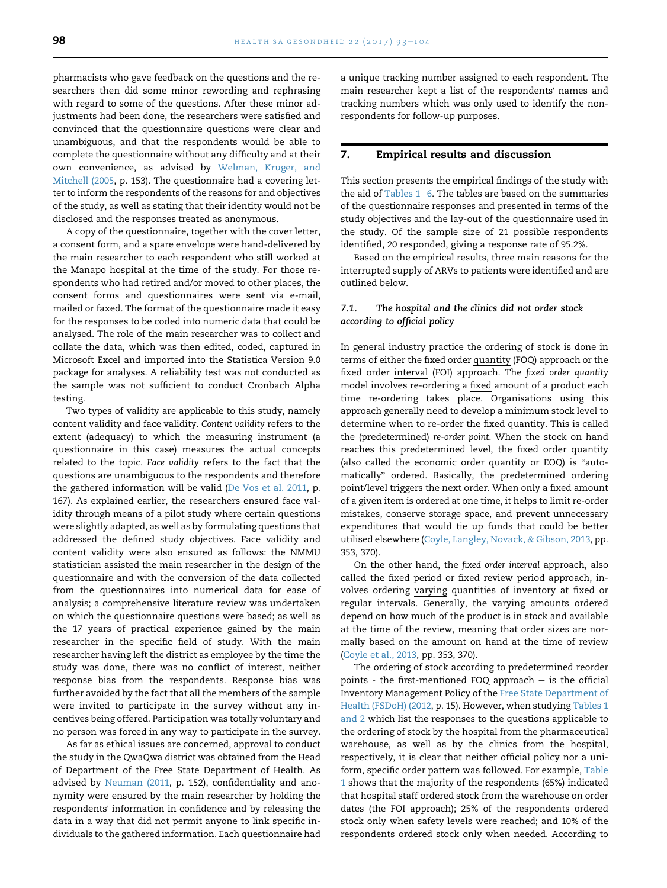pharmacists who gave feedback on the questions and the researchers then did some minor rewording and rephrasing with regard to some of the questions. After these minor adjustments had been done, the researchers were satisfied and convinced that the questionnaire questions were clear and unambiguous, and that the respondents would be able to complete the questionnaire without any difficulty and at their own convenience, as advised by Welman, Kruger, and Mitchell (2005, p. 153). The questionnaire had a covering letter to inform the respondents of the reasons for and objectives of the study, as well as stating that their identity would not be disclosed and the responses treated as anonymous.

A copy of the questionnaire, together with the cover letter, a consent form, and a spare envelope were hand-delivered by the main researcher to each respondent who still worked at the Manapo hospital at the time of the study. For those respondents who had retired and/or moved to other places, the consent forms and questionnaires were sent via e-mail, mailed or faxed. The format of the questionnaire made it easy for the responses to be coded into numeric data that could be analysed. The role of the main researcher was to collect and collate the data, which was then edited, coded, captured in Microsoft Excel and imported into the Statistica Version 9.0 package for analyses. A reliability test was not conducted as the sample was not sufficient to conduct Cronbach Alpha testing.

Two types of validity are applicable to this study, namely content validity and face validity. *Content validity* refers to the extent (adequacy) to which the measuring instrument (a questionnaire in this case) measures the actual concepts related to the topic. *Face validity* refers to the fact that the questions are unambiguous to the respondents and therefore the gathered information will be valid (De Vos et al. 2011, p. 167). As explained earlier, the researchers ensured face validity through means of a pilot study where certain questions were slightly adapted, as well as by formulating questions that addressed the defined study objectives. Face validity and content validity were also ensured as follows: the NMMU statistician assisted the main researcher in the design of the questionnaire and with the conversion of the data collected from the questionnaires into numerical data for ease of analysis; a comprehensive literature review was undertaken on which the questionnaire questions were based; as well as the 17 years of practical experience gained by the main researcher in the specific field of study. With the main researcher having left the district as employee by the time the study was done, there was no conflict of interest, neither response bias from the respondents. Response bias was further avoided by the fact that all the members of the sample were invited to participate in the survey without any incentives being offered. Participation was totally voluntary and no person was forced in any way to participate in the survey.

As far as ethical issues are concerned, approval to conduct the study in the QwaQwa district was obtained from the Head of Department of the Free State Department of Health. As advised by Neuman (2011, p. 152), confidentiality and anonymity were ensured by the main researcher by holding the respondents' information in confidence and by releasing the data in a way that did not permit anyone to link specific individuals to the gathered information. Each questionnaire had a unique tracking number assigned to each respondent. The main researcher kept a list of the respondents' names and tracking numbers which was only used to identify the non-respondents for follow-up purposes.

## 7. Empirical results and discussion

This section presents the empirical findings of the study with the aid of Tables 1–6. The tables are based on the summaries of the questionnaire responses and presented in terms of the study objectives and the lay-out of the questionnaire used in the study. Of the sample size of 21 possible respondents identified, 20 responded, giving a response rate of 95.2%.

Based on the empirical results, three main reasons for the interrupted supply of ARVs to patients were identified and are outlined below.

### 7.1. *The hospital and the clinics did not order stock according to official policy*

In general industry practice the ordering of stock is done in terms of either the fixed order quantity (FOQ) approach or the fixed order interval (FOI) approach. The *fixed order quantity* model involves re-ordering a fixed amount of a product each time re-ordering takes place. Organisations using this approach generally need to develop a minimum stock level to determine when to re-order the fixed quantity. This is called the (predetermined) *re-order point*. When the stock on hand reaches this predetermined level, the fixed order quantity (also called the economic order quantity or EOQ) is "automatically" ordered. Basically, the predetermined ordering point/level triggers the next order. When only a fixed amount of a given item is ordered at one time, it helps to limit re-order mistakes, conserve storage space, and prevent unnecessary expenditures that would tie up funds that could be better utilised elsewhere (Coyle, Langley, Novack, & Gibson, 2013, pp. 353, 370).

On the other hand, the *fixed order interval* approach, also called the fixed period or fixed review period approach, involves ordering varying quantities of inventory at fixed or regular intervals. Generally, the varying amounts ordered depend on how much of the product is in stock and available at the time of the review, meaning that order sizes are normally based on the amount on hand at the time of review (Coyle et al., 2013, pp. 353, 370).

The ordering of stock according to predetermined reorder points - the first-mentioned FOQ approach – is the official Inventory Management Policy of the Free State Department of Health (FSDoH) (2012, p. 15). However, when studying Tables 1 and 2 which list the responses to the questions applicable to the ordering of stock by the hospital from the pharmaceutical warehouse, as well as by the clinics from the hospital, respectively, it is clear that neither official policy nor a uniform, specific order pattern was followed. For example, Table 1 shows that the majority of the respondents (65%) indicated that hospital staff ordered stock from the warehouse on order dates (the FOI approach); 25% of the respondents ordered stock only when safety levels were reached; and 10% of the respondents ordered stock only when needed. According to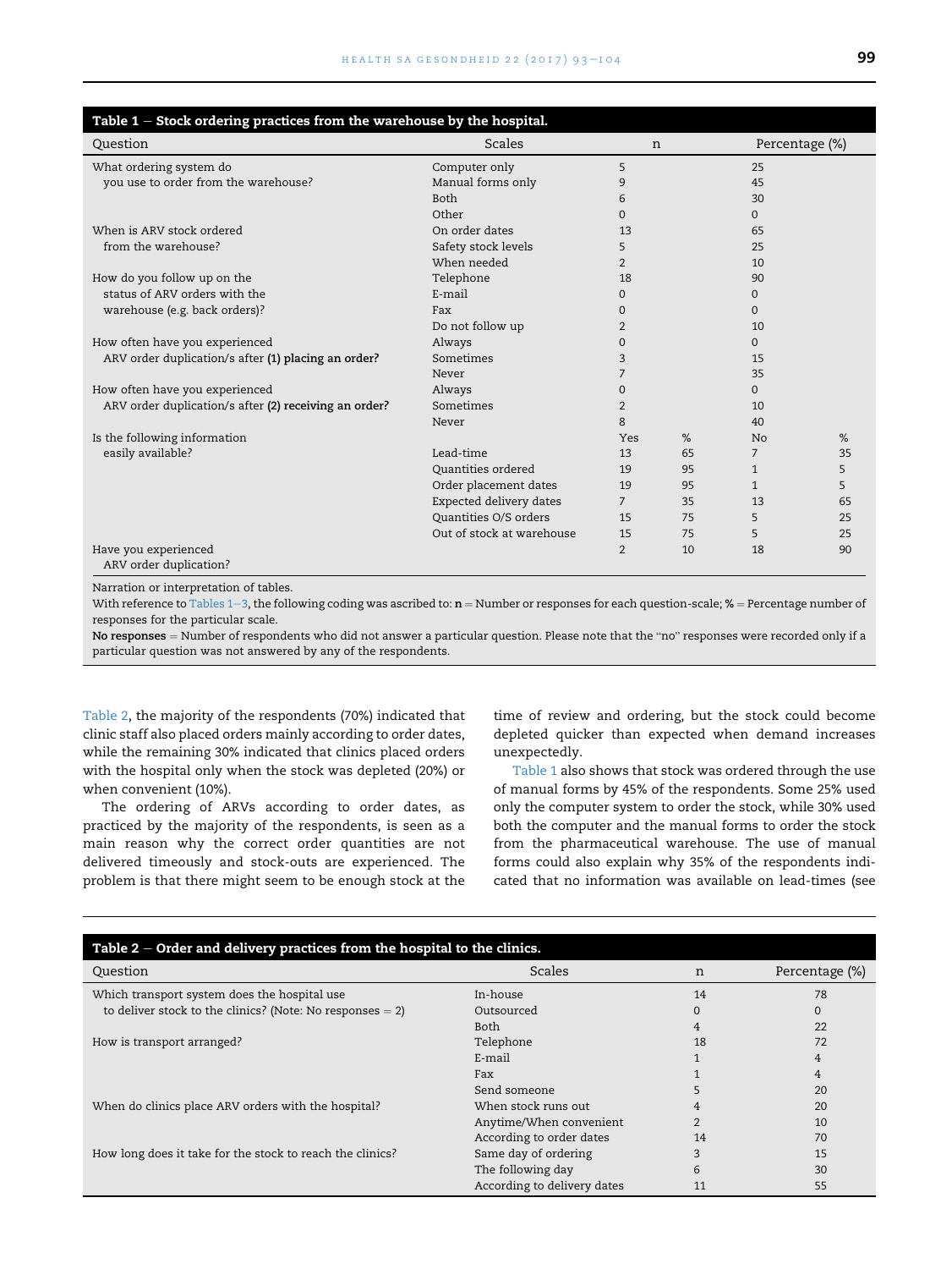**Table 1 – Stock ordering practices from the warehouse by the hospital.**

| Question | Scales | n | | Percentage (%) | |
|---|---|---|---|---|---|
| What ordering system do you use to order from the warehouse? | Computer only | 5 | | 25 | |
| | Manual forms only | 9 | | 45 | |
| | Both | 6 | | 30 | |
| | Other | 0 | | 0 | |
| When is ARV stock ordered from the warehouse? | On order dates | 13 | | 65 | |
| | Safety stock levels | 5 | | 25 | |
| | When needed | 2 | | 10 | |
| How do you follow up on the status of ARV orders with the warehouse (e.g. back orders)? | Telephone | 18 | | 90 | |
| | E-mail | 0 | | 0 | |
| | Fax | 0 | | 0 | |
| | Do not follow up | 2 | | 10 | |
| How often have you experienced ARV order duplication/s after **(1) placing an order?** | Always | 0 | | 0 | |
| | Sometimes | 3 | | 15 | |
| | Never | 7 | | 35 | |
| How often have you experienced ARV order duplication/s after **(2) receiving an order?** | Always | 0 | | 0 | |
| | Sometimes | 2 | | 10 | |
| | Never | 8 | | 40 | |
| Is the following information easily available? | | Yes | % | No | % |
| | Lead-time | 13 | 65 | 7 | 35 |
| | Quantities ordered | 19 | 95 | 1 | 5 |
| | Order placement dates | 19 | 95 | 1 | 5 |
| | Expected delivery dates | 7 | 35 | 13 | 65 |
| | Quantities O/S orders | 15 | 75 | 5 | 25 |
| | Out of stock at warehouse | 15 | 75 | 5 | 25 |
| Have you experienced ARV order duplication? | | 2 | 10 | 18 | 90 |

Narration or interpretation of tables.

With reference to Tables 1–3, the following coding was ascribed to: **n** = Number or responses for each question-scale; **%** = Percentage number of responses for the particular scale.

**No responses** = Number of respondents who did not answer a particular question. Please note that the "no" responses were recorded only if a particular question was not answered by any of the respondents.

Table 2, the majority of the respondents (70%) indicated that clinic staff also placed orders mainly according to order dates, while the remaining 30% indicated that clinics placed orders with the hospital only when the stock was depleted (20%) or when convenient (10%).

The ordering of ARVs according to order dates, as practiced by the majority of the respondents, is seen as a main reason why the correct order quantities are not delivered timeously and stock-outs are experienced. The problem is that there might seem to be enough stock at the time of review and ordering, but the stock could become depleted quicker than expected when demand increases unexpectedly.

Table 1 also shows that stock was ordered through the use of manual forms by 45% of the respondents. Some 25% used only the computer system to order the stock, while 30% used both the computer and the manual forms to order the stock from the pharmaceutical warehouse. The use of manual forms could also explain why 35% of the respondents indicated that no information was available on lead-times (see

**Table 2 – Order and delivery practices from the hospital to the clinics.**

| Question | Scales | n | Percentage (%) |
|---|---|---|---|
| Which transport system does the hospital use to deliver stock to the clinics? (Note: No responses = 2) | In-house | 14 | 78 |
| | Outsourced | 0 | 0 |
| | Both | 4 | 22 |
| How is transport arranged? | Telephone | 18 | 72 |
| | E-mail | 1 | 4 |
| | Fax | 1 | 4 |
| | Send someone | 5 | 20 |
| When do clinics place ARV orders with the hospital? | When stock runs out | 4 | 20 |
| | Anytime/When convenient | 2 | 10 |
| | According to order dates | 14 | 70 |
| How long does it take for the stock to reach the clinics? | Same day of ordering | 3 | 15 |
| | The following day | 6 | 30 |
| | According to delivery dates | 11 | 55 |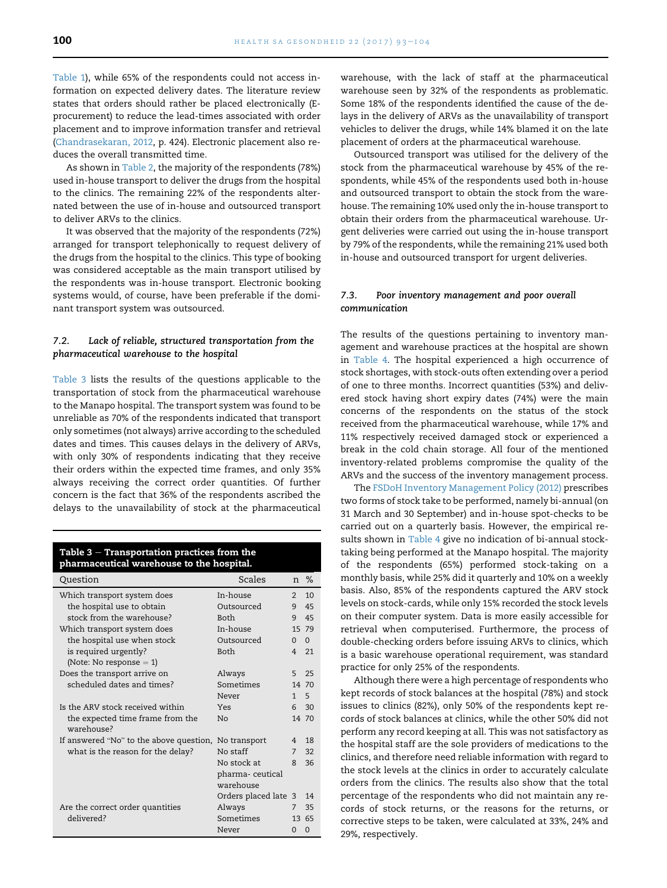Table 1), while 65% of the respondents could not access information on expected delivery dates. The literature review states that orders should rather be placed electronically (E-procurement) to reduce the lead-times associated with order placement and to improve information transfer and retrieval (Chandrasekaran, 2012, p. 424). Electronic placement also reduces the overall transmitted time.

As shown in Table 2, the majority of the respondents (78%) used in-house transport to deliver the drugs from the hospital to the clinics. The remaining 22% of the respondents alternated between the use of in-house and outsourced transport to deliver ARVs to the clinics.

It was observed that the majority of the respondents (72%) arranged for transport telephonically to request delivery of the drugs from the hospital to the clinics. This type of booking was considered acceptable as the main transport utilised by the respondents was in-house transport. Electronic booking systems would, of course, have been preferable if the dominant transport system was outsourced.

### 7.2. *Lack of reliable, structured transportation from the pharmaceutical warehouse to the hospital*

Table 3 lists the results of the questions applicable to the transportation of stock from the pharmaceutical warehouse to the Manapo hospital. The transport system was found to be unreliable as 70% of the respondents indicated that transport only sometimes (not always) arrive according to the scheduled dates and times. This causes delays in the delivery of ARVs, with only 30% of respondents indicating that they receive their orders within the expected time frames, and only 35% always receiving the correct order quantities. Of further concern is the fact that 36% of the respondents ascribed the delays to the unavailability of stock at the pharmaceutical warehouse, with the lack of staff at the pharmaceutical warehouse seen by 32% of the respondents as problematic. Some 18% of the respondents identified the cause of the delays in the delivery of ARVs as the unavailability of transport vehicles to deliver the drugs, while 14% blamed it on the late placement of orders at the pharmaceutical warehouse.

Outsourced transport was utilised for the delivery of the stock from the pharmaceutical warehouse by 45% of the respondents, while 45% of the respondents used both in-house and outsourced transport to obtain the stock from the warehouse. The remaining 10% used only the in-house transport to obtain their orders from the pharmaceutical warehouse. Urgent deliveries were carried out using the in-house transport by 79% of the respondents, while the remaining 21% used both in-house and outsourced transport for urgent deliveries.

**Table 3 – Transportation practices from the pharmaceutical warehouse to the hospital.**

| Question | Scales | n | % |
|---|---|---|---|
| Which transport system does the hospital use to obtain stock from the warehouse? | In-house | 2 | 10 |
| | Outsourced | 9 | 45 |
| | Both | 9 | 45 |
| Which transport system does the hospital use when stock is required urgently? (Note: No response = 1) | In-house | 15 | 79 |
| | Outsourced | 0 | 0 |
| | Both | 4 | 21 |
| Does the transport arrive on scheduled dates and times? | Always | 5 | 25 |
| | Sometimes | 14 | 70 |
| | Never | 1 | 5 |
| Is the ARV stock received within the expected time frame from the warehouse? | Yes | 6 | 30 |
| | No | 14 | 70 |
| If answered "No" to the above question, what is the reason for the delay? | No transport | 4 | 18 |
| | No staff | 7 | 32 |
| | No stock at pharma- ceutical warehouse | 8 | 36 |
| | Orders placed late | 3 | 14 |
| Are the correct order quantities delivered? | Always | 7 | 35 |
| | Sometimes | 13 | 65 |
| | Never | 0 | 0 |

### 7.3. *Poor inventory management and poor overall communication*

The results of the questions pertaining to inventory management and warehouse practices at the hospital are shown in Table 4. The hospital experienced a high occurrence of stock shortages, with stock-outs often extending over a period of one to three months. Incorrect quantities (53%) and delivered stock having short expiry dates (74%) were the main concerns of the respondents on the status of the stock received from the pharmaceutical warehouse, while 17% and 11% respectively received damaged stock or experienced a break in the cold chain storage. All four of the mentioned inventory-related problems compromise the quality of the ARVs and the success of the inventory management process.

The FSDoH Inventory Management Policy (2012) prescribes two forms of stock take to be performed, namely bi-annual (on 31 March and 30 September) and in-house spot-checks to be carried out on a quarterly basis. However, the empirical results shown in Table 4 give no indication of bi-annual stock-taking being performed at the Manapo hospital. The majority of the respondents (65%) performed stock-taking on a monthly basis, while 25% did it quarterly and 10% on a weekly basis. Also, 85% of the respondents captured the ARV stock levels on stock-cards, while only 15% recorded the stock levels on their computer system. Data is more easily accessible for retrieval when computerised. Furthermore, the process of double-checking orders before issuing ARVs to clinics, which is a basic warehouse operational requirement, was standard practice for only 25% of the respondents.

Although there were a high percentage of respondents who kept records of stock balances at the hospital (78%) and stock issues to clinics (82%), only 50% of the respondents kept records of stock balances at clinics, while the other 50% did not perform any record keeping at all. This was not satisfactory as the hospital staff are the sole providers of medications to the clinics, and therefore need reliable information with regard to the stock levels at the clinics in order to accurately calculate orders from the clinics. The results also show that the total percentage of the respondents who did not maintain any records of stock returns, or the reasons for the returns, or corrective steps to be taken, were calculated at 33%, 24% and 29%, respectively.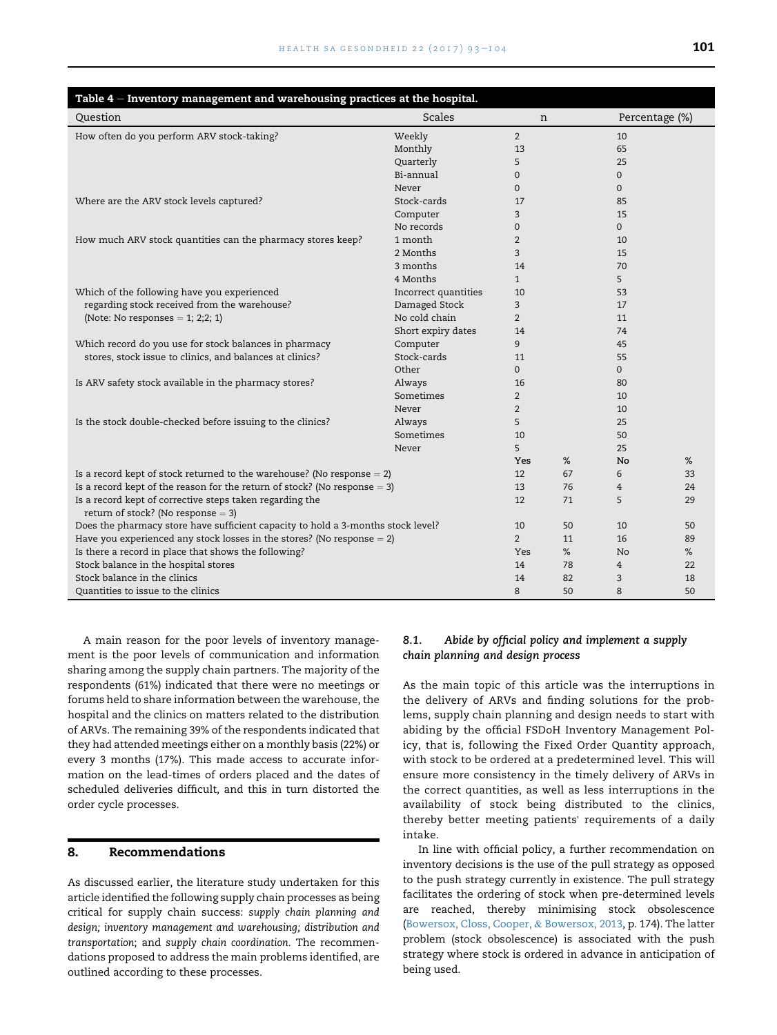| Table 4 – Inventory management and warehousing practices at the hospital. | | | | | |
|---|---|---|---|---|---|
| Question | Scales | n | | Percentage (%) | |
| How often do you perform ARV stock-taking? | Weekly | 2 | | 10 | |
| | Monthly | 13 | | 65 | |
| | Quarterly | 5 | | 25 | |
| | Bi-annual | 0 | | 0 | |
| | Never | 0 | | 0 | |
| Where are the ARV stock levels captured? | Stock-cards | 17 | | 85 | |
| | Computer | 3 | | 15 | |
| | No records | 0 | | 0 | |
| How much ARV stock quantities can the pharmacy stores keep? | 1 month | 2 | | 10 | |
| | 2 Months | 3 | | 15 | |
| | 3 months | 14 | | 70 | |
| | 4 Months | 1 | | 5 | |
| Which of the following have you experienced regarding stock received from the warehouse? (Note: No responses = 1; 2;2; 1) | Incorrect quantities | 10 | | 53 | |
| | Damaged Stock | 3 | | 17 | |
| | No cold chain | 2 | | 11 | |
| | Short expiry dates | 14 | | 74 | |
| Which record do you use for stock balances in pharmacy stores, stock issue to clinics, and balances at clinics? | Computer | 9 | | 45 | |
| | Stock-cards | 11 | | 55 | |
| | Other | 0 | | 0 | |
| Is ARV safety stock available in the pharmacy stores? | Always | 16 | | 80 | |
| | Sometimes | 2 | | 10 | |
| | Never | 2 | | 10 | |
| Is the stock double-checked before issuing to the clinics? | Always | 5 | | 25 | |
| | Sometimes | 10 | | 50 | |
| | Never | 5 | | 25 | |
| | | **Yes** | **%** | **No** | **%** |
| Is a record kept of stock returned to the warehouse? (No response = 2) | | 12 | 67 | 6 | 33 |
| Is a record kept of the reason for the return of stock? (No response = 3) | | 13 | 76 | 4 | 24 |
| Is a record kept of corrective steps taken regarding the return of stock? (No response = 3) | | 12 | 71 | 5 | 29 |
| Does the pharmacy store have sufficient capacity to hold a 3-months stock level? | | 10 | 50 | 10 | 50 |
| Have you experienced any stock losses in the stores? (No response = 2) | | 2 | 11 | 16 | 89 |
| Is there a record in place that shows the following? | | Yes | % | No | % |
| Stock balance in the hospital stores | | 14 | 78 | 4 | 22 |
| Stock balance in the clinics | | 14 | 82 | 3 | 18 |
| Quantities to issue to the clinics | | 8 | 50 | 8 | 50 |

A main reason for the poor levels of inventory management is the poor levels of communication and information sharing among the supply chain partners. The majority of the respondents (61%) indicated that there were no meetings or forums held to share information between the warehouse, the hospital and the clinics on matters related to the distribution of ARVs. The remaining 39% of the respondents indicated that they had attended meetings either on a monthly basis (22%) or every 3 months (17%). This made access to accurate information on the lead-times of orders placed and the dates of scheduled deliveries difficult, and this in turn distorted the order cycle processes.

## 8. Recommendations

As discussed earlier, the literature study undertaken for this article identified the following supply chain processes as being critical for supply chain success: *supply chain planning and design; inventory management and warehousing; distribution and transportation*; and *supply chain coordination*. The recommendations proposed to address the main problems identified, are outlined according to these processes.

### 8.1. Abide by official policy and implement a supply chain planning and design process

As the main topic of this article was the interruptions in the delivery of ARVs and finding solutions for the problems, supply chain planning and design needs to start with abiding by the official FSDoH Inventory Management Policy, that is, following the Fixed Order Quantity approach, with stock to be ordered at a predetermined level. This will ensure more consistency in the timely delivery of ARVs in the correct quantities, as well as less interruptions in the availability of stock being distributed to the clinics, thereby better meeting patients' requirements of a daily intake.

In line with official policy, a further recommendation on inventory decisions is the use of the pull strategy as opposed to the push strategy currently in existence. The pull strategy facilitates the ordering of stock when pre-determined levels are reached, thereby minimising stock obsolescence (Bowersox, Closs, Cooper, & Bowersox, 2013, p. 174). The latter problem (stock obsolescence) is associated with the push strategy where stock is ordered in advance in anticipation of being used.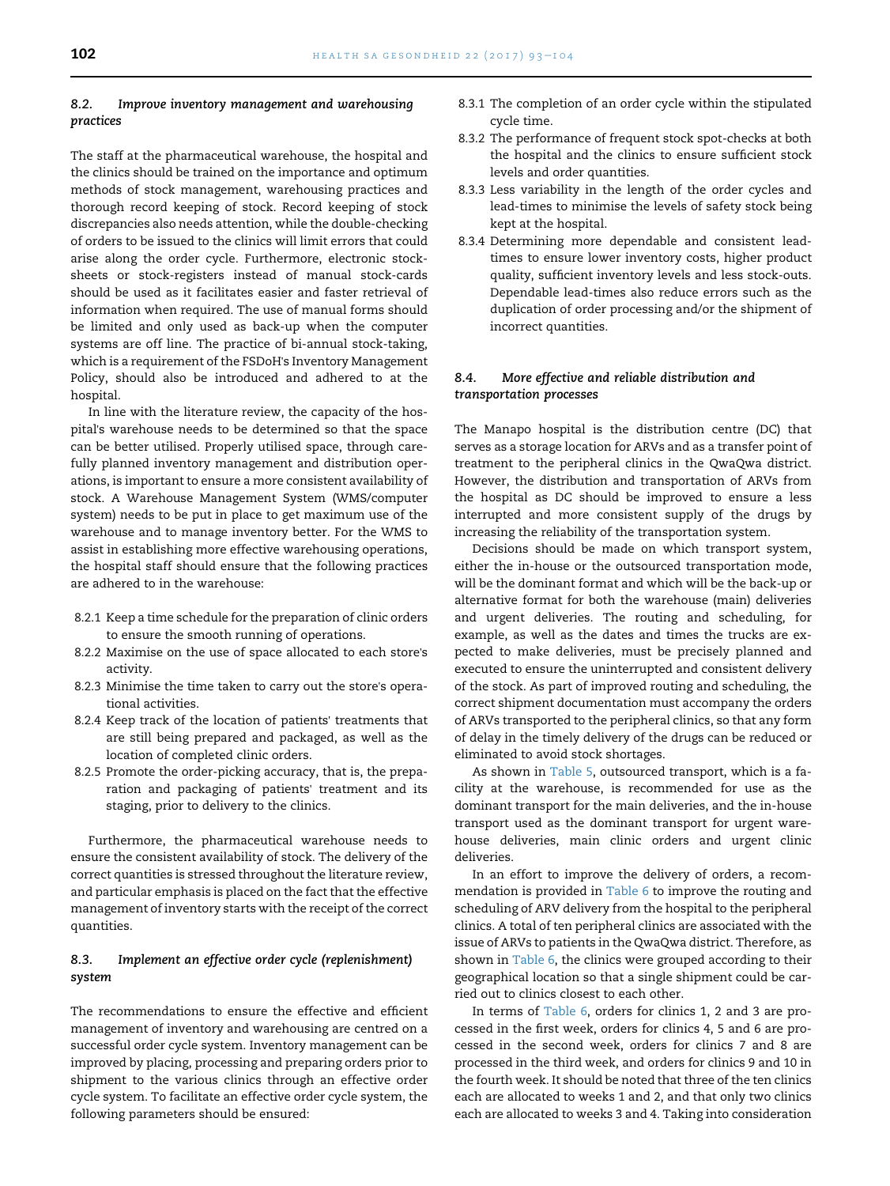### 8.2. *Improve inventory management and warehousing practices*

The staff at the pharmaceutical warehouse, the hospital and the clinics should be trained on the importance and optimum methods of stock management, warehousing practices and thorough record keeping of stock. Record keeping of stock discrepancies also needs attention, while the double-checking of orders to be issued to the clinics will limit errors that could arise along the order cycle. Furthermore, electronic stock-sheets or stock-registers instead of manual stock-cards should be used as it facilitates easier and faster retrieval of information when required. The use of manual forms should be limited and only used as back-up when the computer systems are off line. The practice of bi-annual stock-taking, which is a requirement of the FSDoH's Inventory Management Policy, should also be introduced and adhered to at the hospital.

In line with the literature review, the capacity of the hospital's warehouse needs to be determined so that the space can be better utilised. Properly utilised space, through carefully planned inventory management and distribution operations, is important to ensure a more consistent availability of stock. A Warehouse Management System (WMS/computer system) needs to be put in place to get maximum use of the warehouse and to manage inventory better. For the WMS to assist in establishing more effective warehousing operations, the hospital staff should ensure that the following practices are adhered to in the warehouse:

- 8.2.1 Keep a time schedule for the preparation of clinic orders to ensure the smooth running of operations.
- 8.2.2 Maximise on the use of space allocated to each store's activity.
- 8.2.3 Minimise the time taken to carry out the store's operational activities.
- 8.2.4 Keep track of the location of patients' treatments that are still being prepared and packaged, as well as the location of completed clinic orders.
- 8.2.5 Promote the order-picking accuracy, that is, the preparation and packaging of patients' treatment and its staging, prior to delivery to the clinics.

Furthermore, the pharmaceutical warehouse needs to ensure the consistent availability of stock. The delivery of the correct quantities is stressed throughout the literature review, and particular emphasis is placed on the fact that the effective management of inventory starts with the receipt of the correct quantities.

### 8.3. *Implement an effective order cycle (replenishment) system*

The recommendations to ensure the effective and efficient management of inventory and warehousing are centred on a successful order cycle system. Inventory management can be improved by placing, processing and preparing orders prior to shipment to the various clinics through an effective order cycle system. To facilitate an effective order cycle system, the following parameters should be ensured:

- 8.3.1 The completion of an order cycle within the stipulated cycle time.
- 8.3.2 The performance of frequent stock spot-checks at both the hospital and the clinics to ensure sufficient stock levels and order quantities.
- 8.3.3 Less variability in the length of the order cycles and lead-times to minimise the levels of safety stock being kept at the hospital.
- 8.3.4 Determining more dependable and consistent lead-times to ensure lower inventory costs, higher product quality, sufficient inventory levels and less stock-outs. Dependable lead-times also reduce errors such as the duplication of order processing and/or the shipment of incorrect quantities.

### 8.4. *More effective and reliable distribution and transportation processes*

The Manapo hospital is the distribution centre (DC) that serves as a storage location for ARVs and as a transfer point of treatment to the peripheral clinics in the QwaQwa district. However, the distribution and transportation of ARVs from the hospital as DC should be improved to ensure a less interrupted and more consistent supply of the drugs by increasing the reliability of the transportation system.

Decisions should be made on which transport system, either the in-house or the outsourced transportation mode, will be the dominant format and which will be the back-up or alternative format for both the warehouse (main) deliveries and urgent deliveries. The routing and scheduling, for example, as well as the dates and times the trucks are expected to make deliveries, must be precisely planned and executed to ensure the uninterrupted and consistent delivery of the stock. As part of improved routing and scheduling, the correct shipment documentation must accompany the orders of ARVs transported to the peripheral clinics, so that any form of delay in the timely delivery of the drugs can be reduced or eliminated to avoid stock shortages.

As shown in Table 5, outsourced transport, which is a facility at the warehouse, is recommended for use as the dominant transport for the main deliveries, and the in-house transport used as the dominant transport for urgent warehouse deliveries, main clinic orders and urgent clinic deliveries.

In an effort to improve the delivery of orders, a recommendation is provided in Table 6 to improve the routing and scheduling of ARV delivery from the hospital to the peripheral clinics. A total of ten peripheral clinics are associated with the issue of ARVs to patients in the QwaQwa district. Therefore, as shown in Table 6, the clinics were grouped according to their geographical location so that a single shipment could be carried out to clinics closest to each other.

In terms of Table 6, orders for clinics 1, 2 and 3 are processed in the first week, orders for clinics 4, 5 and 6 are processed in the second week, orders for clinics 7 and 8 are processed in the third week, and orders for clinics 9 and 10 in the fourth week. It should be noted that three of the ten clinics each are allocated to weeks 1 and 2, and that only two clinics each are allocated to weeks 3 and 4. Taking into consideration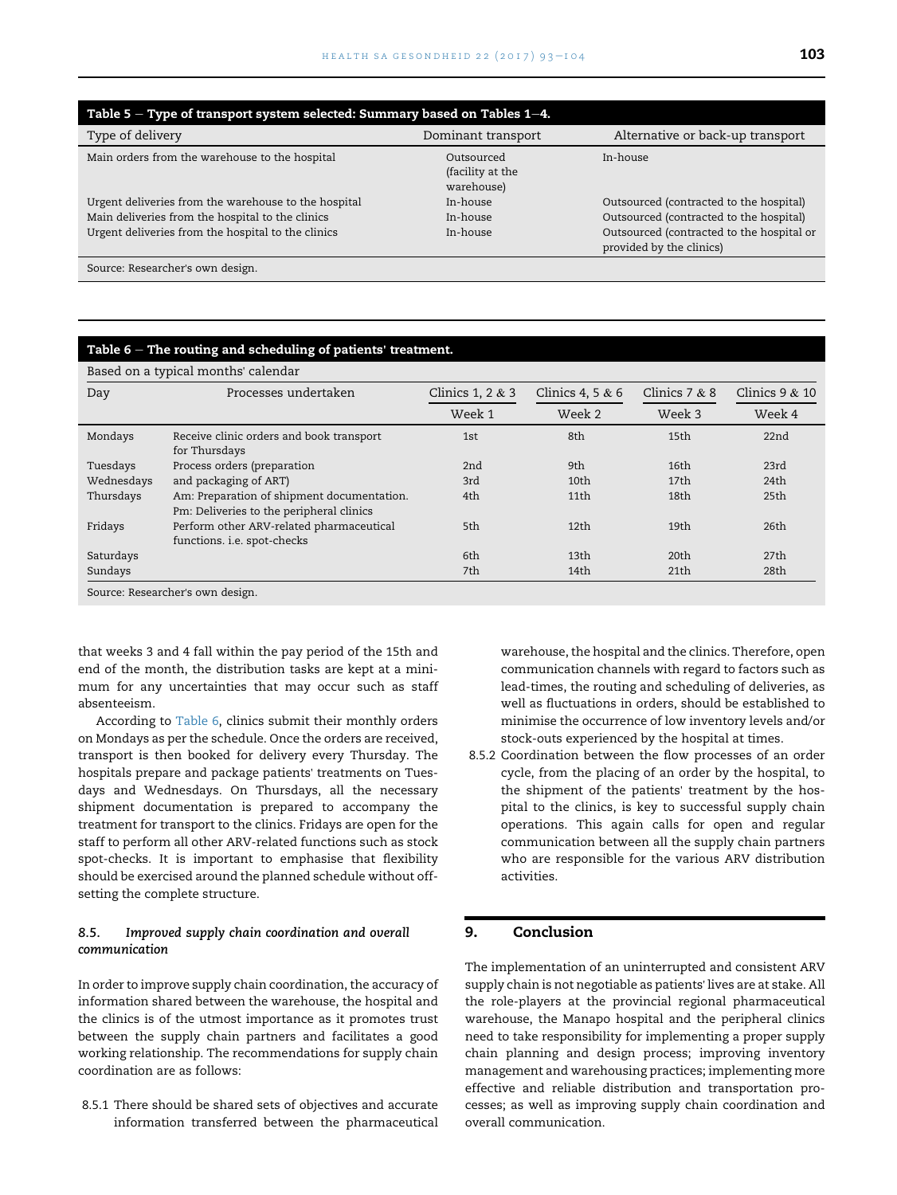| Table 5 – Type of transport system selected: Summary based on Tables 1–4. | | |
|---|---|---|
| Type of delivery | Dominant transport | Alternative or back-up transport |
| Main orders from the warehouse to the hospital | Outsourced (facility at the warehouse) | In-house |
| Urgent deliveries from the warehouse to the hospital | In-house | Outsourced (contracted to the hospital) |
| Main deliveries from the hospital to the clinics | In-house | Outsourced (contracted to the hospital) |
| Urgent deliveries from the hospital to the clinics | In-house | Outsourced (contracted to the hospital or provided by the clinics) |

Source: Researcher's own design.

**Table 6 – The routing and scheduling of patients' treatment.**

Based on a typical months' calendar

| Day | Processes undertaken | Clinics 1, 2 & 3 | Clinics 4, 5 & 6 | Clinics 7 & 8 | Clinics 9 & 10 |
|---|---|---|---|---|---|
| | | Week 1 | Week 2 | Week 3 | Week 4 |
| Mondays | Receive clinic orders and book transport for Thursdays | 1st | 8th | 15th | 22nd |
| Tuesdays | Process orders (preparation | 2nd | 9th | 16th | 23rd |
| Wednesdays | and packaging of ART) | 3rd | 10th | 17th | 24th |
| Thursdays | Am: Preparation of shipment documentation. Pm: Deliveries to the peripheral clinics | 4th | 11th | 18th | 25th |
| Fridays | Perform other ARV-related pharmaceutical functions. i.e. spot-checks | 5th | 12th | 19th | 26th |
| Saturdays | | 6th | 13th | 20th | 27th |
| Sundays | | 7th | 14th | 21th | 28th |

Source: Researcher's own design.

that weeks 3 and 4 fall within the pay period of the 15th and end of the month, the distribution tasks are kept at a minimum for any uncertainties that may occur such as staff absenteeism.

According to Table 6, clinics submit their monthly orders on Mondays as per the schedule. Once the orders are received, transport is then booked for delivery every Thursday. The hospitals prepare and package patients' treatments on Tuesdays and Wednesdays. On Thursdays, all the necessary shipment documentation is prepared to accompany the treatment for transport to the clinics. Fridays are open for the staff to perform all other ARV-related functions such as stock spot-checks. It is important to emphasise that flexibility should be exercised around the planned schedule without offsetting the complete structure.

### 8.5. *Improved supply chain coordination and overall communication*

In order to improve supply chain coordination, the accuracy of information shared between the warehouse, the hospital and the clinics is of the utmost importance as it promotes trust between the supply chain partners and facilitates a good working relationship. The recommendations for supply chain coordination are as follows:

8.5.1 There should be shared sets of objectives and accurate information transferred between the pharmaceutical warehouse, the hospital and the clinics. Therefore, open communication channels with regard to factors such as lead-times, the routing and scheduling of deliveries, as well as fluctuations in orders, should be established to minimise the occurrence of low inventory levels and/or stock-outs experienced by the hospital at times.

8.5.2 Coordination between the flow processes of an order cycle, from the placing of an order by the hospital, to the shipment of the patients' treatment by the hospital to the clinics, is key to successful supply chain operations. This again calls for open and regular communication between all the supply chain partners who are responsible for the various ARV distribution activities.

## 9. Conclusion

The implementation of an uninterrupted and consistent ARV supply chain is not negotiable as patients' lives are at stake. All the role-players at the provincial regional pharmaceutical warehouse, the Manapo hospital and the peripheral clinics need to take responsibility for implementing a proper supply chain planning and design process; improving inventory management and warehousing practices; implementing more effective and reliable distribution and transportation processes; as well as improving supply chain coordination and overall communication.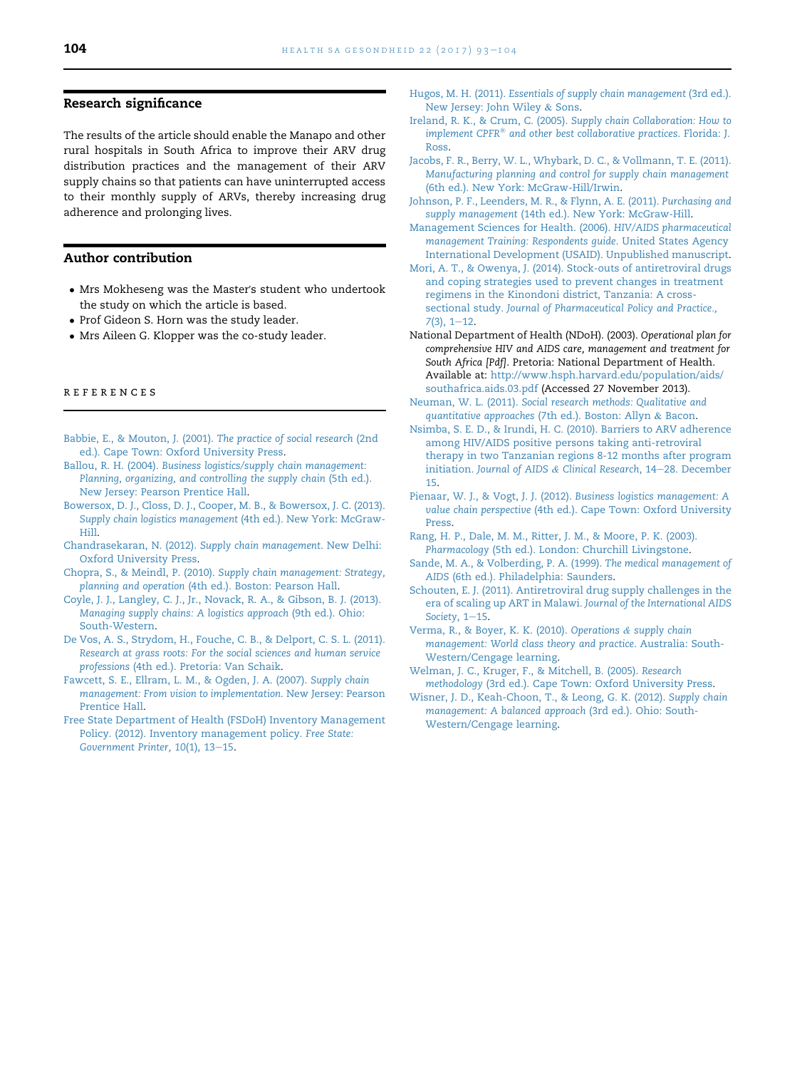## Research significance

The results of the article should enable the Manapo and other rural hospitals in South Africa to improve their ARV drug distribution practices and the management of their ARV supply chains so that patients can have uninterrupted access to their monthly supply of ARVs, thereby increasing drug adherence and prolonging lives.

## Author contribution

- Mrs Mokheseng was the Master's student who undertook the study on which the article is based.
- Prof Gideon S. Horn was the study leader.
- Mrs Aileen G. Klopper was the co-study leader.

## REFERENCES

Babbie, E., & Mouton, J. (2001). *The practice of social research* (2nd ed.). Cape Town: Oxford University Press.

Ballou, R. H. (2004). *Business logistics/supply chain management: Planning, organizing, and controlling the supply chain* (5th ed.). New Jersey: Pearson Prentice Hall.

Bowersox, D. J., Closs, D. J., Cooper, M. B., & Bowersox, J. C. (2013). *Supply chain logistics management* (4th ed.). New York: McGraw-Hill.

Chandrasekaran, N. (2012). *Supply chain management*. New Delhi: Oxford University Press.

Chopra, S., & Meindl, P. (2010). *Supply chain management: Strategy, planning and operation* (4th ed.). Boston: Pearson Hall.

Coyle, J. J., Langley, C. J., Jr., Novack, R. A., & Gibson, B. J. (2013). *Managing supply chains: A logistics approach* (9th ed.). Ohio: South-Western.

De Vos, A. S., Strydom, H., Fouche, C. B., & Delport, C. S. L. (2011). *Research at grass roots: For the social sciences and human service professions* (4th ed.). Pretoria: Van Schaik.

Fawcett, S. E., Ellram, L. M., & Ogden, J. A. (2007). *Supply chain management: From vision to implementation*. New Jersey: Pearson Prentice Hall.

Free State Department of Health (FSDoH) Inventory Management Policy. (2012). Inventory management policy. *Free State: Government Printer, 10*(1), 13–15.

Hugos, M. H. (2011). *Essentials of supply chain management* (3rd ed.). New Jersey: John Wiley & Sons.

Ireland, R. K., & Crum, C. (2005). *Supply chain Collaboration: How to implement CPFR® and other best collaborative practices*. Florida: J. Ross.

Jacobs, F. R., Berry, W. L., Whybark, D. C., & Vollmann, T. E. (2011). *Manufacturing planning and control for supply chain management* (6th ed.). New York: McGraw-Hill/Irwin.

Johnson, P. F., Leenders, M. R., & Flynn, A. E. (2011). *Purchasing and supply management* (14th ed.). New York: McGraw-Hill.

Management Sciences for Health. (2006). *HIV/AIDS pharmaceutical management Training: Respondents guide*. United States Agency International Development (USAID). Unpublished manuscript.

Mori, A. T., & Owenya, J. (2014). Stock-outs of antiretroviral drugs and coping strategies used to prevent changes in treatment regimens in the Kinondoni district, Tanzania: A cross-sectional study. *Journal of Pharmaceutical Policy and Practice., 7*(3), 1–12.

National Department of Health (NDoH). (2003). *Operational plan for comprehensive HIV and AIDS care, management and treatment for South Africa [Pdf]*. Pretoria: National Department of Health. Available at: http://www.hsph.harvard.edu/population/aids/southafrica.aids.03.pdf (Accessed 27 November 2013).

Neuman, W. L. (2011). *Social research methods: Qualitative and quantitative approaches* (7th ed.). Boston: Allyn & Bacon.

Nsimba, S. E. D., & Irundi, H. C. (2010). Barriers to ARV adherence among HIV/AIDS positive persons taking anti-retroviral therapy in two Tanzanian regions 8-12 months after program initiation. *Journal of AIDS & Clinical Research*, 14–28. December 15.

Pienaar, W. J., & Vogt, J. J. (2012). *Business logistics management: A value chain perspective* (4th ed.). Cape Town: Oxford University Press.

Rang, H. P., Dale, M. M., Ritter, J. M., & Moore, P. K. (2003). *Pharmacology* (5th ed.). London: Churchill Livingstone.

Sande, M. A., & Volberding, P. A. (1999). *The medical management of AIDS* (6th ed.). Philadelphia: Saunders.

Schouten, E. J. (2011). Antiretroviral drug supply challenges in the era of scaling up ART in Malawi. *Journal of the International AIDS Society*, 1–15.

Verma, R., & Boyer, K. K. (2010). *Operations & supply chain management: World class theory and practice*. Australia: South-Western/Cengage learning.

Welman, J. C., Kruger, F., & Mitchell, B. (2005). *Research methodology* (3rd ed.). Cape Town: Oxford University Press.

Wisner, J. D., Keah-Choon, T., & Leong, G. K. (2012). *Supply chain management: A balanced approach* (3rd ed.). Ohio: South-Western/Cengage learning.